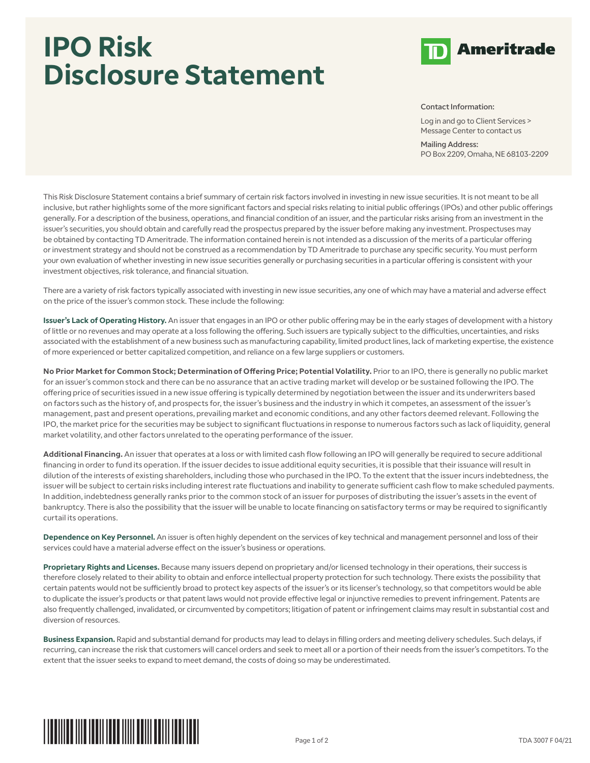# IPO Risk Disclosure Statement

TD Ameritrade

Contact Information:

Log in and go to Client Services > Message Center to contact us

Mailing Address:
PO Box 2209, Omaha, NE 68103-2209

This Risk Disclosure Statement contains a brief summary of certain risk factors involved in investing in new issue securities. It is not meant to be all inclusive, but rather highlights some of the more significant factors and special risks relating to initial public offerings (IPOs) and other public offerings generally. For a description of the business, operations, and financial condition of an issuer, and the particular risks arising from an investment in the issuer's securities, you should obtain and carefully read the prospectus prepared by the issuer before making any investment. Prospectuses may be obtained by contacting TD Ameritrade. The information contained herein is not intended as a discussion of the merits of a particular offering or investment strategy and should not be construed as a recommendation by TD Ameritrade to purchase any specific security. You must perform your own evaluation of whether investing in new issue securities generally or purchasing securities in a particular offering is consistent with your investment objectives, risk tolerance, and financial situation.

There are a variety of risk factors typically associated with investing in new issue securities, any one of which may have a material and adverse effect on the price of the issuer's common stock. These include the following:

**Issuer's Lack of Operating History.** An issuer that engages in an IPO or other public offering may be in the early stages of development with a history of little or no revenues and may operate at a loss following the offering. Such issuers are typically subject to the difficulties, uncertainties, and risks associated with the establishment of a new business such as manufacturing capability, limited product lines, lack of marketing expertise, the existence of more experienced or better capitalized competition, and reliance on a few large suppliers or customers.

**No Prior Market for Common Stock; Determination of Offering Price; Potential Volatility.** Prior to an IPO, there is generally no public market for an issuer's common stock and there can be no assurance that an active trading market will develop or be sustained following the IPO. The offering price of securities issued in a new issue offering is typically determined by negotiation between the issuer and its underwriters based on factors such as the history of, and prospects for, the issuer's business and the industry in which it competes, an assessment of the issuer's management, past and present operations, prevailing market and economic conditions, and any other factors deemed relevant. Following the IPO, the market price for the securities may be subject to significant fluctuations in response to numerous factors such as lack of liquidity, general market volatility, and other factors unrelated to the operating performance of the issuer.

**Additional Financing.** An issuer that operates at a loss or with limited cash flow following an IPO will generally be required to secure additional financing in order to fund its operation. If the issuer decides to issue additional equity securities, it is possible that their issuance will result in dilution of the interests of existing shareholders, including those who purchased in the IPO. To the extent that the issuer incurs indebtedness, the issuer will be subject to certain risks including interest rate fluctuations and inability to generate sufficient cash flow to make scheduled payments. In addition, indebtedness generally ranks prior to the common stock of an issuer for purposes of distributing the issuer's assets in the event of bankruptcy. There is also the possibility that the issuer will be unable to locate financing on satisfactory terms or may be required to significantly curtail its operations.

**Dependence on Key Personnel.** An issuer is often highly dependent on the services of key technical and management personnel and loss of their services could have a material adverse effect on the issuer's business or operations.

**Proprietary Rights and Licenses.** Because many issuers depend on proprietary and/or licensed technology in their operations, their success is therefore closely related to their ability to obtain and enforce intellectual property protection for such technology. There exists the possibility that certain patents would not be sufficiently broad to protect key aspects of the issuer's or its licenser's technology, so that competitors would be able to duplicate the issuer's products or that patent laws would not provide effective legal or injunctive remedies to prevent infringement. Patents are also frequently challenged, invalidated, or circumvented by competitors; litigation of patent or infringement claims may result in substantial cost and diversion of resources.

**Business Expansion.** Rapid and substantial demand for products may lead to delays in filling orders and meeting delivery schedules. Such delays, if recurring, can increase the risk that customers will cancel orders and seek to meet all or a portion of their needs from the issuer's competitors. To the extent that the issuer seeks to expand to meet demand, the costs of doing so may be underestimated.

TDA 3007 F 04/21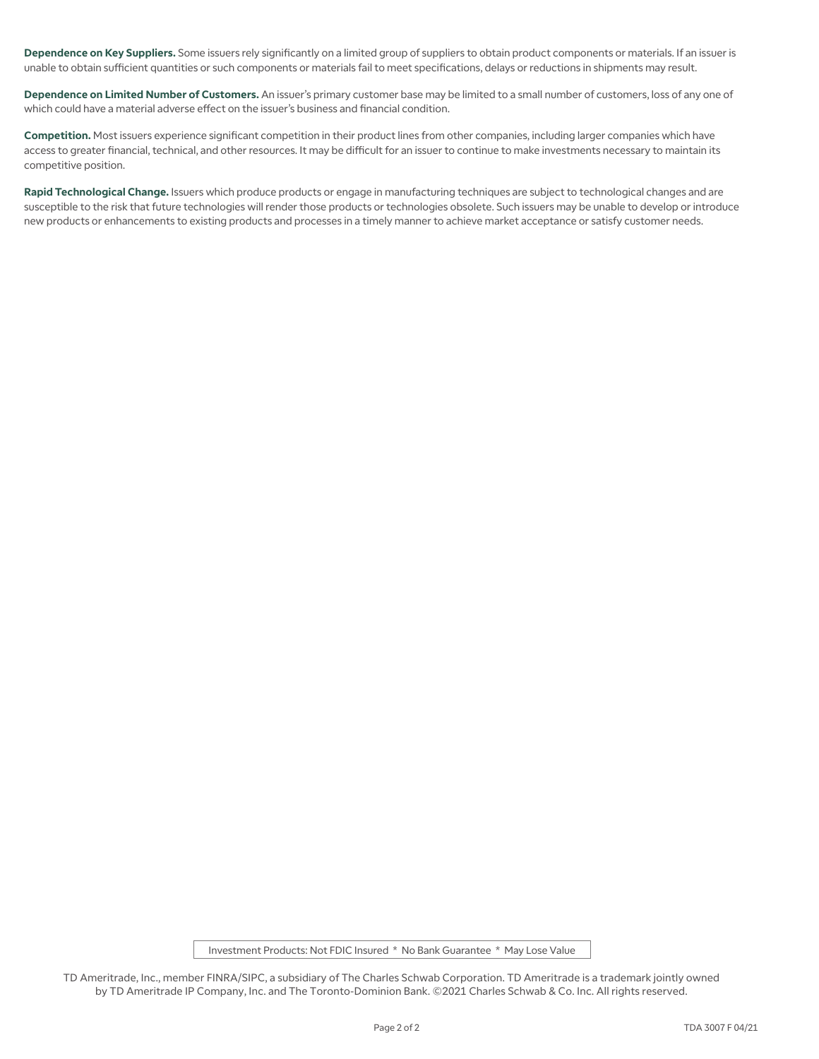**Dependence on Key Suppliers.** Some issuers rely significantly on a limited group of suppliers to obtain product components or materials. If an issuer is unable to obtain sufficient quantities or such components or materials fail to meet specifications, delays or reductions in shipments may result.

**Dependence on Limited Number of Customers.** An issuer's primary customer base may be limited to a small number of customers, loss of any one of which could have a material adverse effect on the issuer's business and financial condition.

**Competition.** Most issuers experience significant competition in their product lines from other companies, including larger companies which have access to greater financial, technical, and other resources. It may be difficult for an issuer to continue to make investments necessary to maintain its competitive position.

**Rapid Technological Change.** Issuers which produce products or engage in manufacturing techniques are subject to technological changes and are susceptible to the risk that future technologies will render those products or technologies obsolete. Such issuers may be unable to develop or introduce new products or enhancements to existing products and processes in a timely manner to achieve market acceptance or satisfy customer needs.

Investment Products: Not FDIC Insured * No Bank Guarantee * May Lose Value

TD Ameritrade, Inc., member FINRA/SIPC, a subsidiary of The Charles Schwab Corporation. TD Ameritrade is a trademark jointly owned by TD Ameritrade IP Company, Inc. and The Toronto-Dominion Bank. ©2021 Charles Schwab & Co. Inc. All rights reserved.

TDA 3007 F 04/21